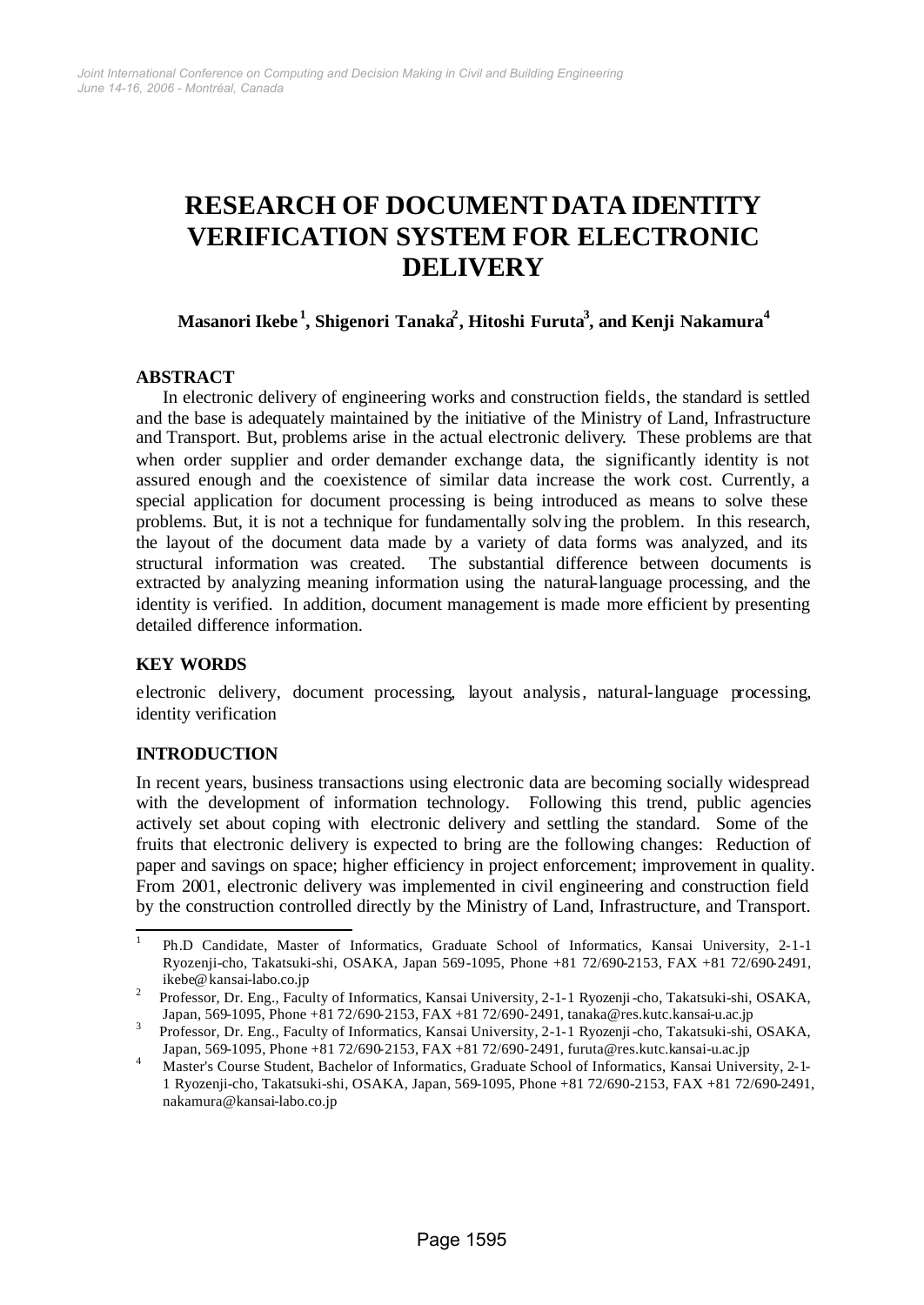# RESEARCH OF DOCUMENT DATA IDENTITY VERIFICATION SYSTEM FOR ELECTRONIC DELIVERY

**Masanori Ikebe [1], Shigenori Tanaka[2], Hitoshi Furuta[3], and Kenji Nakamura[4]**

## ABSTRACT

In electronic delivery of engineering works and construction fields, the standard is settled and the base is adequately maintained by the initiative of the Ministry of Land, Infrastructure and Transport. But, problems arise in the actual electronic delivery. These problems are that when order supplier and order demander exchange data, the significantly identity is not assured enough and the coexistence of similar data increase the work cost. Currently, a special application for document processing is being introduced as means to solve these problems. But, it is not a technique for fundamentally solving the problem. In this research, the layout of the document data made by a variety of data forms was analyzed, and its structural information was created. The substantial difference between documents is extracted by analyzing meaning information using the natural-language processing, and the identity is verified. In addition, document management is made more efficient by presenting detailed difference information.

## KEY WORDS

electronic delivery, document processing, layout analysis, natural-language processing, identity verification

## INTRODUCTION

In recent years, business transactions using electronic data are becoming socially widespread with the development of information technology. Following this trend, public agencies actively set about coping with electronic delivery and settling the standard. Some of the fruits that electronic delivery is expected to bring are the following changes: Reduction of paper and savings on space; higher efficiency in project enforcement; improvement in quality. From 2001, electronic delivery was implemented in civil engineering and construction field by the construction controlled directly by the Ministry of Land, Infrastructure, and Transport.

---

[1] Ph.D Candidate, Master of Informatics, Graduate School of Informatics, Kansai University, 2-1-1 Ryozenji-cho, Takatsuki-shi, OSAKA, Japan 569-1095, Phone +81 72/690-2153, FAX +81 72/690-2491, ikebe@kansai-labo.co.jp

[2] Professor, Dr. Eng., Faculty of Informatics, Kansai University, 2-1-1 Ryozenji-cho, Takatsuki-shi, OSAKA, Japan, 569-1095, Phone +81 72/690-2153, FAX +81 72/690-2491, tanaka@res.kutc.kansai-u.ac.jp

[3] Professor, Dr. Eng., Faculty of Informatics, Kansai University, 2-1-1 Ryozenji-cho, Takatsuki-shi, OSAKA, Japan, 569-1095, Phone +81 72/690-2153, FAX +81 72/690-2491, furuta@res.kutc.kansai-u.ac.jp

[4] Master's Course Student, Bachelor of Informatics, Graduate School of Informatics, Kansai University, 2-1-1 Ryozenji-cho, Takatsuki-shi, OSAKA, Japan, 569-1095, Phone +81 72/690-2153, FAX +81 72/690-2491, nakamura@kansai-labo.co.jp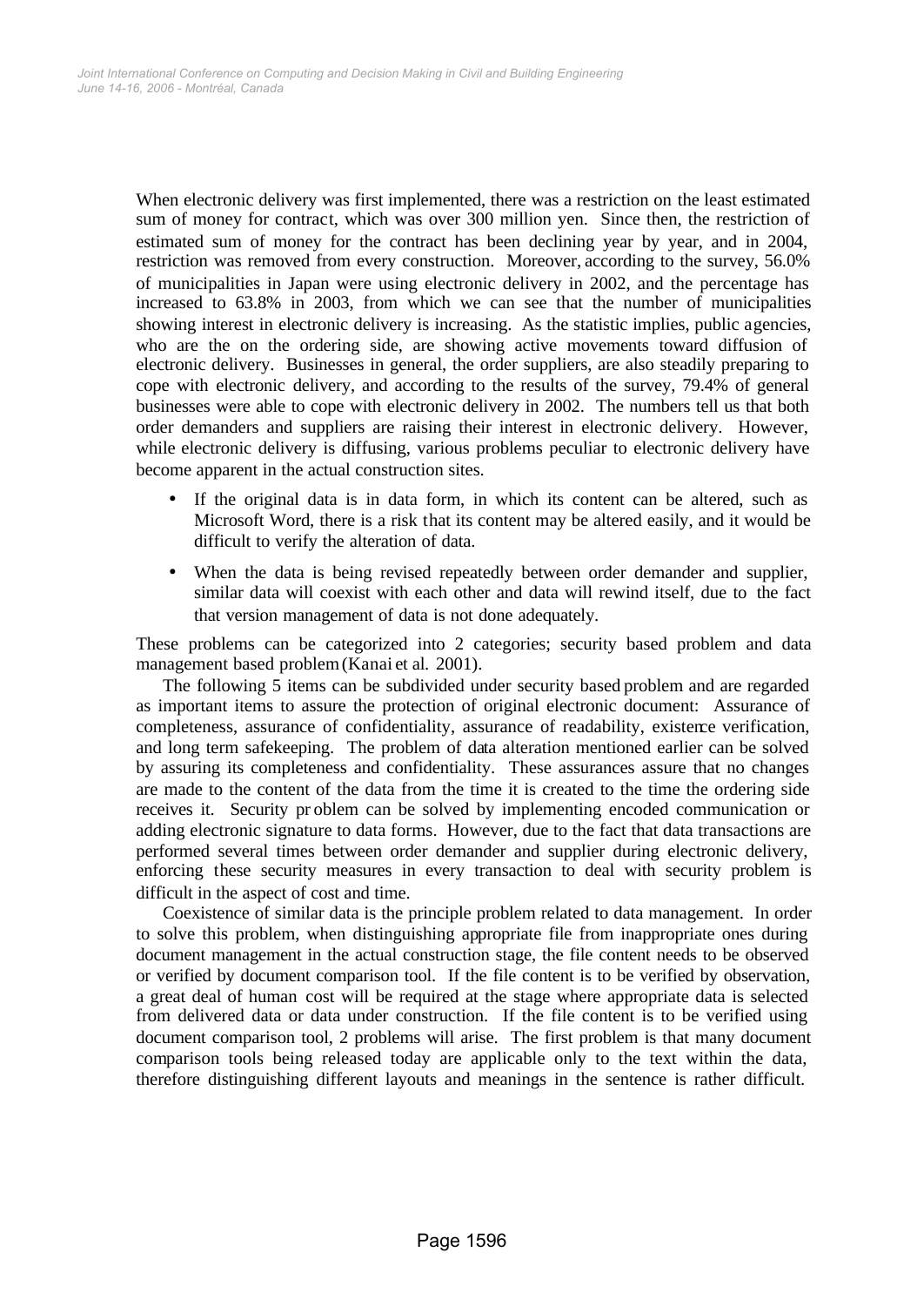When electronic delivery was first implemented, there was a restriction on the least estimated sum of money for contract, which was over 300 million yen. Since then, the restriction of estimated sum of money for the contract has been declining year by year, and in 2004, restriction was removed from every construction. Moreover, according to the survey, 56.0% of municipalities in Japan were using electronic delivery in 2002, and the percentage has increased to 63.8% in 2003, from which we can see that the number of municipalities showing interest in electronic delivery is increasing. As the statistic implies, public agencies, who are the on the ordering side, are showing active movements toward diffusion of electronic delivery. Businesses in general, the order suppliers, are also steadily preparing to cope with electronic delivery, and according to the results of the survey, 79.4% of general businesses were able to cope with electronic delivery in 2002. The numbers tell us that both order demanders and suppliers are raising their interest in electronic delivery. However, while electronic delivery is diffusing, various problems peculiar to electronic delivery have become apparent in the actual construction sites.

- If the original data is in data form, in which its content can be altered, such as Microsoft Word, there is a risk that its content may be altered easily, and it would be difficult to verify the alteration of data.
- When the data is being revised repeatedly between order demander and supplier, similar data will coexist with each other and data will rewind itself, due to the fact that version management of data is not done adequately.

These problems can be categorized into 2 categories; security based problem and data management based problem (Kanai et al. 2001).

The following 5 items can be subdivided under security based problem and are regarded as important items to assure the protection of original electronic document: Assurance of completeness, assurance of confidentiality, assurance of readability, existence verification, and long term safekeeping. The problem of data alteration mentioned earlier can be solved by assuring its completeness and confidentiality. These assurances assure that no changes are made to the content of the data from the time it is created to the time the ordering side receives it. Security problem can be solved by implementing encoded communication or adding electronic signature to data forms. However, due to the fact that data transactions are performed several times between order demander and supplier during electronic delivery, enforcing these security measures in every transaction to deal with security problem is difficult in the aspect of cost and time.

Coexistence of similar data is the principle problem related to data management. In order to solve this problem, when distinguishing appropriate file from inappropriate ones during document management in the actual construction stage, the file content needs to be observed or verified by document comparison tool. If the file content is to be verified by observation, a great deal of human cost will be required at the stage where appropriate data is selected from delivered data or data under construction. If the file content is to be verified using document comparison tool, 2 problems will arise. The first problem is that many document comparison tools being released today are applicable only to the text within the data, therefore distinguishing different layouts and meanings in the sentence is rather difficult.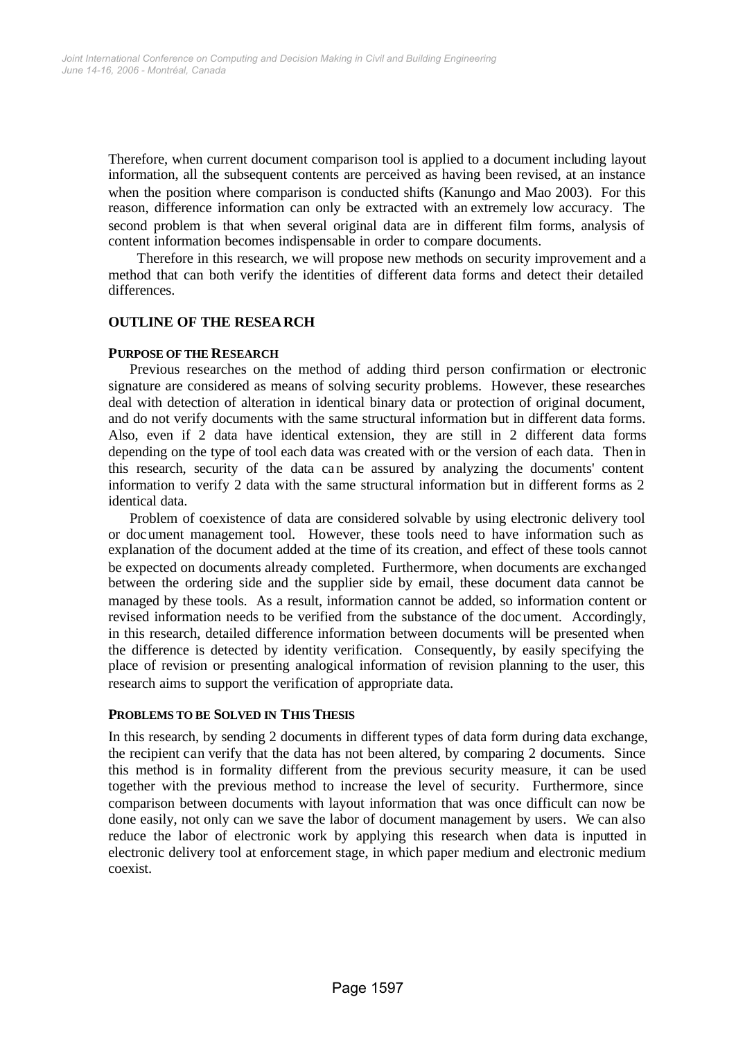Therefore, when current document comparison tool is applied to a document including layout information, all the subsequent contents are perceived as having been revised, at an instance when the position where comparison is conducted shifts (Kanungo and Mao 2003). For this reason, difference information can only be extracted with an extremely low accuracy. The second problem is that when several original data are in different film forms, analysis of content information becomes indispensable in order to compare documents.

Therefore in this research, we will propose new methods on security improvement and a method that can both verify the identities of different data forms and detect their detailed differences.

## OUTLINE OF THE RESEARCH

### PURPOSE OF THE RESEARCH

Previous researches on the method of adding third person confirmation or electronic signature are considered as means of solving security problems. However, these researches deal with detection of alteration in identical binary data or protection of original document, and do not verify documents with the same structural information but in different data forms. Also, even if 2 data have identical extension, they are still in 2 different data forms depending on the type of tool each data was created with or the version of each data. Then in this research, security of the data can be assured by analyzing the documents' content information to verify 2 data with the same structural information but in different forms as 2 identical data.

Problem of coexistence of data are considered solvable by using electronic delivery tool or document management tool. However, these tools need to have information such as explanation of the document added at the time of its creation, and effect of these tools cannot be expected on documents already completed. Furthermore, when documents are exchanged between the ordering side and the supplier side by email, these document data cannot be managed by these tools. As a result, information cannot be added, so information content or revised information needs to be verified from the substance of the document. Accordingly, in this research, detailed difference information between documents will be presented when the difference is detected by identity verification. Consequently, by easily specifying the place of revision or presenting analogical information of revision planning to the user, this research aims to support the verification of appropriate data.

### PROBLEMS TO BE SOLVED IN THIS THESIS

In this research, by sending 2 documents in different types of data form during data exchange, the recipient can verify that the data has not been altered, by comparing 2 documents. Since this method is in formality different from the previous security measure, it can be used together with the previous method to increase the level of security. Furthermore, since comparison between documents with layout information that was once difficult can now be done easily, not only can we save the labor of document management by users. We can also reduce the labor of electronic work by applying this research when data is inputted in electronic delivery tool at enforcement stage, in which paper medium and electronic medium coexist.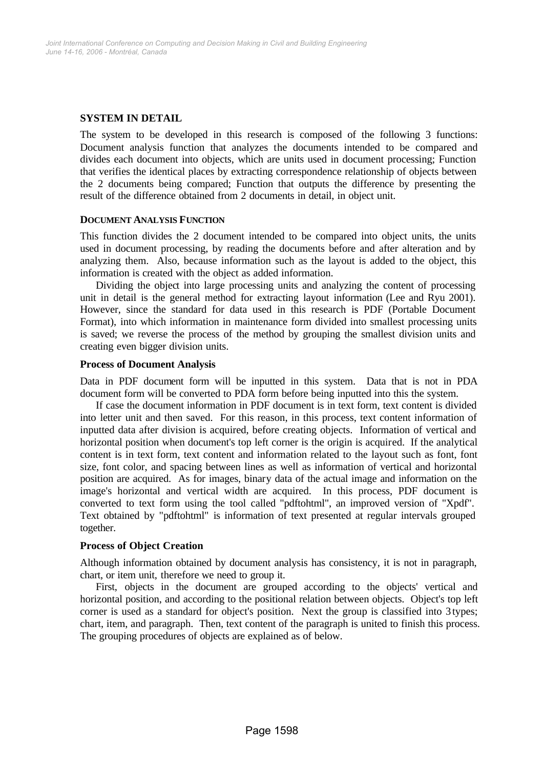## SYSTEM IN DETAIL

The system to be developed in this research is composed of the following 3 functions: Document analysis function that analyzes the documents intended to be compared and divides each document into objects, which are units used in document processing; Function that verifies the identical places by extracting correspondence relationship of objects between the 2 documents being compared; Function that outputs the difference by presenting the result of the difference obtained from 2 documents in detail, in object unit.

### DOCUMENT ANALYSIS FUNCTION

This function divides the 2 document intended to be compared into object units, the units used in document processing, by reading the documents before and after alteration and by analyzing them. Also, because information such as the layout is added to the object, this information is created with the object as added information.

Dividing the object into large processing units and analyzing the content of processing unit in detail is the general method for extracting layout information (Lee and Ryu 2001). However, since the standard for data used in this research is PDF (Portable Document Format), into which information in maintenance form divided into smallest processing units is saved; we reverse the process of the method by grouping the smallest division units and creating even bigger division units.

#### Process of Document Analysis

Data in PDF document form will be inputted in this system. Data that is not in PDA document form will be converted to PDA form before being inputted into this the system.

If case the document information in PDF document is in text form, text content is divided into letter unit and then saved. For this reason, in this process, text content information of inputted data after division is acquired, before creating objects. Information of vertical and horizontal position when document's top left corner is the origin is acquired. If the analytical content is in text form, text content and information related to the layout such as font, font size, font color, and spacing between lines as well as information of vertical and horizontal position are acquired. As for images, binary data of the actual image and information on the image's horizontal and vertical width are acquired. In this process, PDF document is converted to text form using the tool called "pdftohtml", an improved version of "Xpdf". Text obtained by "pdftohtml" is information of text presented at regular intervals grouped together.

#### Process of Object Creation

Although information obtained by document analysis has consistency, it is not in paragraph, chart, or item unit, therefore we need to group it.

First, objects in the document are grouped according to the objects' vertical and horizontal position, and according to the positional relation between objects. Object's top left corner is used as a standard for object's position. Next the group is classified into 3 types; chart, item, and paragraph. Then, text content of the paragraph is united to finish this process. The grouping procedures of objects are explained as of below.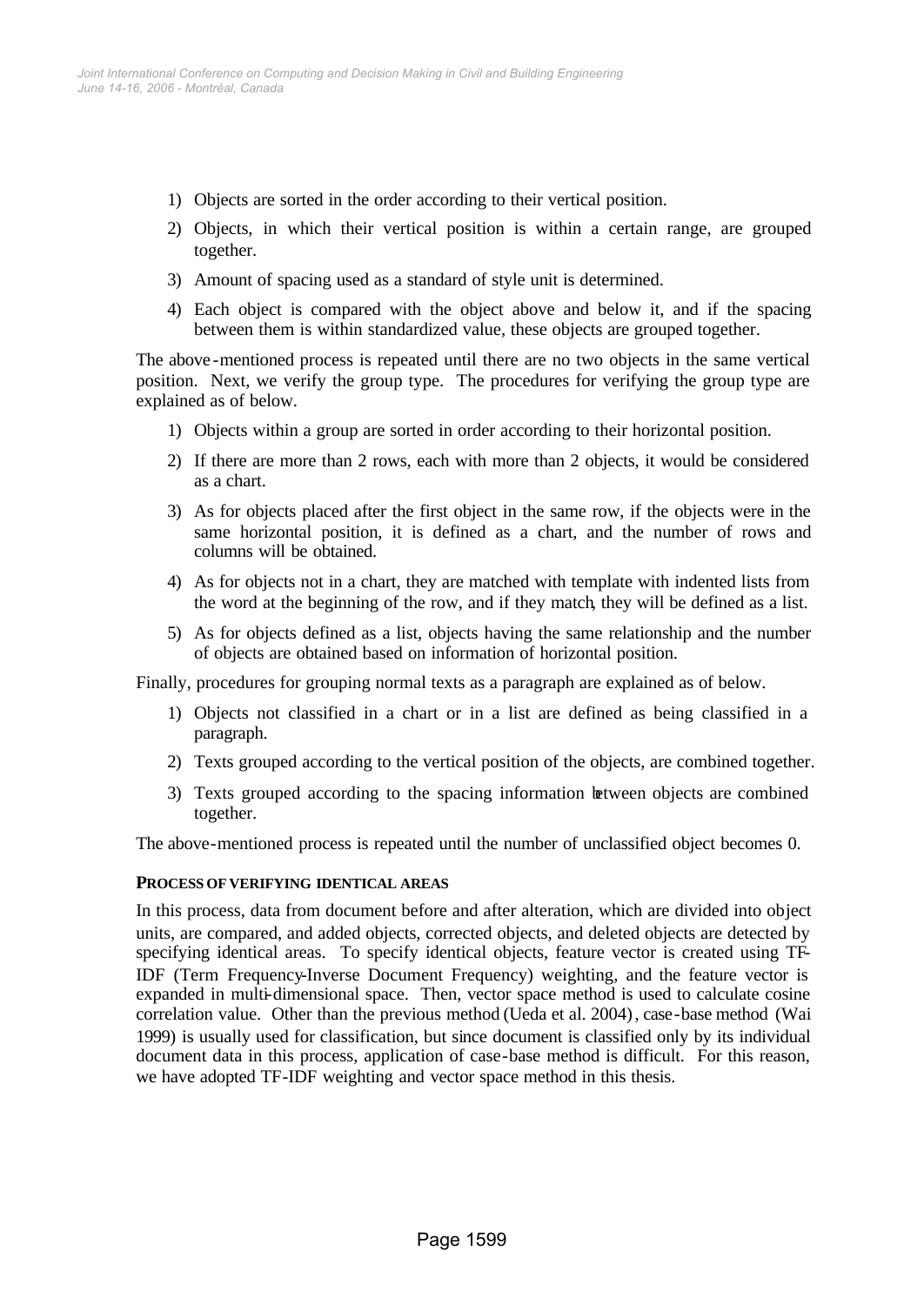1) Objects are sorted in the order according to their vertical position.
2) Objects, in which their vertical position is within a certain range, are grouped together.
3) Amount of spacing used as a standard of style unit is determined.
4) Each object is compared with the object above and below it, and if the spacing between them is within standardized value, these objects are grouped together.

The above-mentioned process is repeated until there are no two objects in the same vertical position. Next, we verify the group type. The procedures for verifying the group type are explained as of below.

1) Objects within a group are sorted in order according to their horizontal position.
2) If there are more than 2 rows, each with more than 2 objects, it would be considered as a chart.
3) As for objects placed after the first object in the same row, if the objects were in the same horizontal position, it is defined as a chart, and the number of rows and columns will be obtained.
4) As for objects not in a chart, they are matched with template with indented lists from the word at the beginning of the row, and if they match, they will be defined as a list.
5) As for objects defined as a list, objects having the same relationship and the number of objects are obtained based on information of horizontal position.

Finally, procedures for grouping normal texts as a paragraph are explained as of below.

1) Objects not classified in a chart or in a list are defined as being classified in a paragraph.
2) Texts grouped according to the vertical position of the objects, are combined together.
3) Texts grouped according to the spacing information between objects are combined together.

The above-mentioned process is repeated until the number of unclassified object becomes 0.

#### PROCESS OF VERIFYING IDENTICAL AREAS

In this process, data from document before and after alteration, which are divided into object units, are compared, and added objects, corrected objects, and deleted objects are detected by specifying identical areas. To specify identical objects, feature vector is created using TF-IDF (Term Frequency-Inverse Document Frequency) weighting, and the feature vector is expanded in multi-dimensional space. Then, vector space method is used to calculate cosine correlation value. Other than the previous method (Ueda et al. 2004), case-base method (Wai 1999) is usually used for classification, but since document is classified only by its individual document data in this process, application of case-base method is difficult. For this reason, we have adopted TF-IDF weighting and vector space method in this thesis.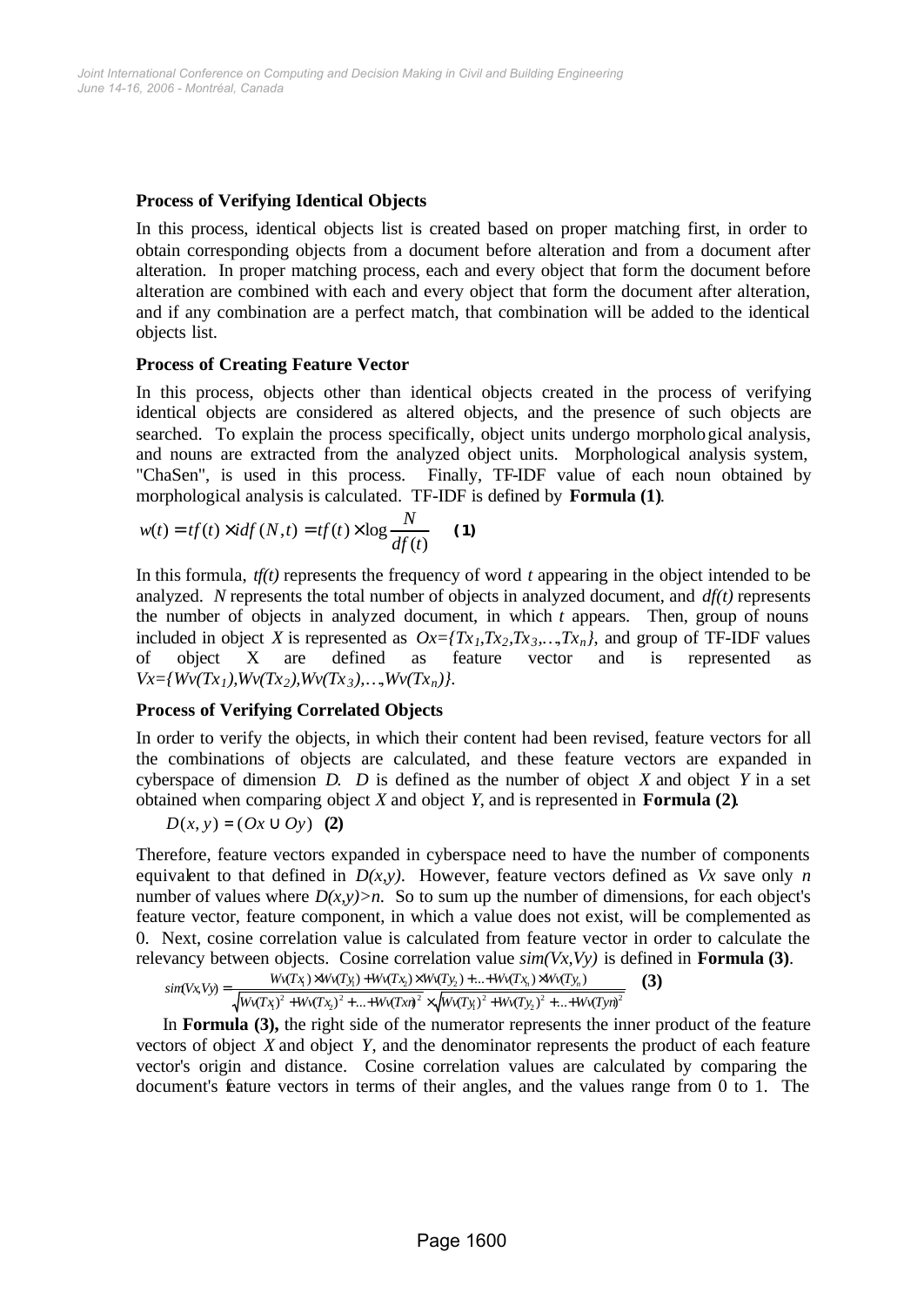**Process of Verifying Identical Objects**

In this process, identical objects list is created based on proper matching first, in order to obtain corresponding objects from a document before alteration and from a document after alteration. In proper matching process, each and every object that form the document before alteration are combined with each and every object that form the document after alteration, and if any combination are a perfect match, that combination will be added to the identical objects list.

**Process of Creating Feature Vector**

In this process, objects other than identical objects created in the process of verifying identical objects are considered as altered objects, and the presence of such objects are searched. To explain the process specifically, object units undergo morphological analysis, and nouns are extracted from the analyzed object units. Morphological analysis system, "ChaSen", is used in this process. Finally, TF-IDF value of each noun obtained by morphological analysis is calculated. TF-IDF is defined by **Formula (1)**.

$$w(t) = tf(t) \times idf(N,t) = tf(t) \times \log \frac{N}{df(t)} \quad \textbf{(1)}$$

In this formula, $tf(t)$ represents the frequency of word $t$ appearing in the object intended to be analyzed. $N$ represents the total number of objects in analyzed document, and $df(t)$ represents the number of objects in analyzed document, in which $t$ appears. Then, group of nouns included in object $X$ is represented as $Ox=\{Tx_1,Tx_2,Tx_3,\ldots,Tx_n\}$, and group of TF-IDF values of object X are defined as feature vector and is represented as $Vx=\{Wv(Tx_1),Wv(Tx_2),Wv(Tx_3),\ldots,Wv(Tx_n)\}$.

**Process of Verifying Correlated Objects**

In order to verify the objects, in which their content had been revised, feature vectors for all the combinations of objects are calculated, and these feature vectors are expanded in cyberspace of dimension $D$. $D$ is defined as the number of object $X$ and object $Y$ in a set obtained when comparing object $X$ and object $Y$, and is represented in **Formula (2)**.

$$D(x,y) = (Ox \cup Oy) \quad \textbf{(2)}$$

Therefore, feature vectors expanded in cyberspace need to have the number of components equivalent to that defined in $D(x,y)$. However, feature vectors defined as $Vx$ save only $n$ number of values where $D(x,y)>n$. So to sum up the number of dimensions, for each object's feature vector, feature component, in which a value does not exist, will be complemented as 0. Next, cosine correlation value is calculated from feature vector in order to calculate the relevancy between objects. Cosine correlation value $sim(Vx,Vy)$ is defined in **Formula (3)**.

$$sim(Vx,Vy) = \frac{Wv(Tx_1) \times Wv(Ty_1) + Wv(Tx_2) \times Wv(Ty_2) + \ldots + Wv(Tx_n) \times Wv(Ty_n)}{\sqrt{Wv(Tx_1)^2 + Wv(Tx_2)^2 + \ldots + Wv(Txn)^2} \times \sqrt{Wv(Ty_1)^2 + Wv(Ty_2)^2 + \ldots + Wv(Tyn)^2}} \quad \textbf{(3)}$$

In **Formula (3),** the right side of the numerator represents the inner product of the feature vectors of object $X$ and object $Y$, and the denominator represents the product of each feature vector's origin and distance. Cosine correlation values are calculated by comparing the document's feature vectors in terms of their angles, and the values range from 0 to 1. The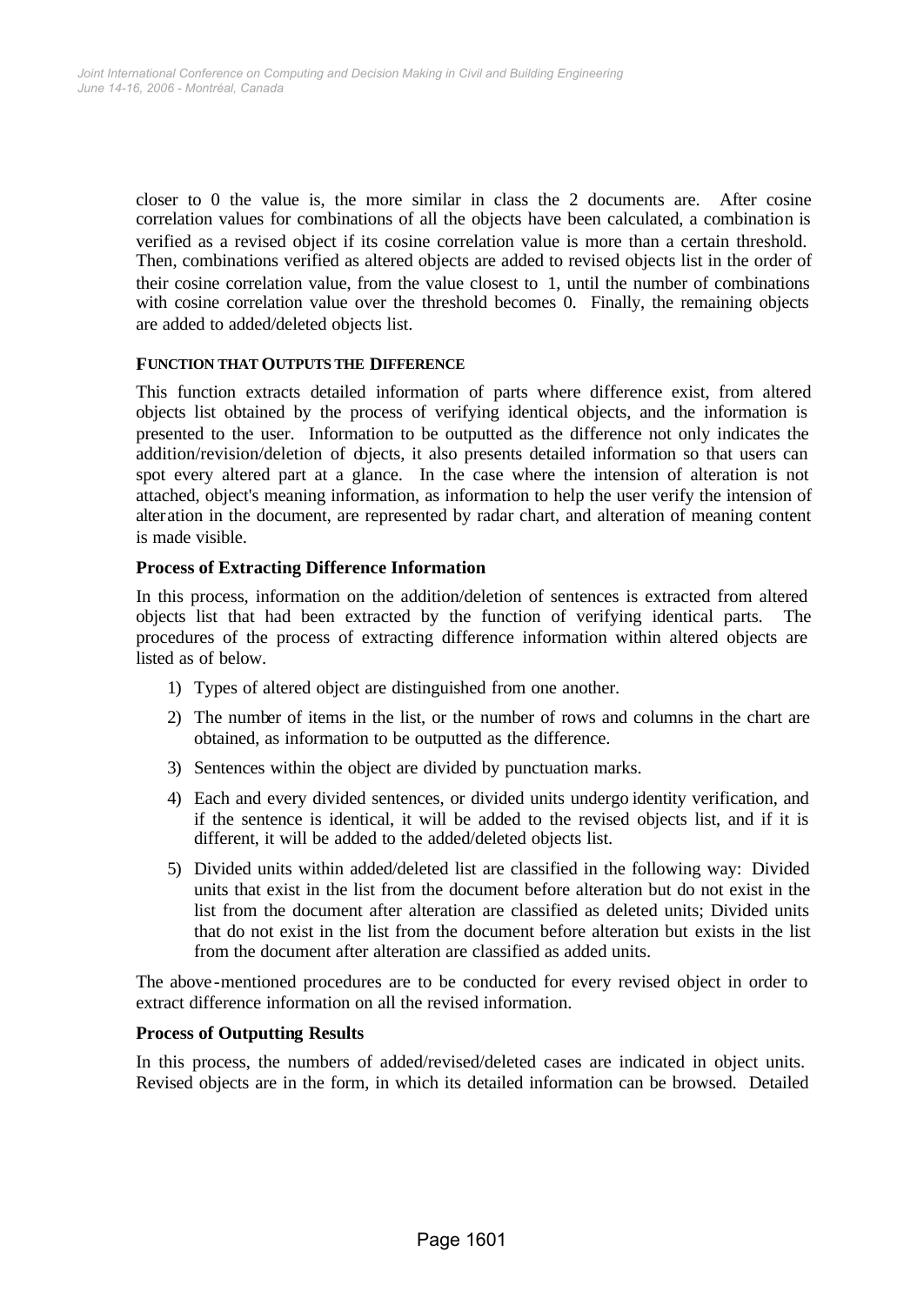closer to 0 the value is, the more similar in class the 2 documents are. After cosine correlation values for combinations of all the objects have been calculated, a combination is verified as a revised object if its cosine correlation value is more than a certain threshold. Then, combinations verified as altered objects are added to revised objects list in the order of their cosine correlation value, from the value closest to 1, until the number of combinations with cosine correlation value over the threshold becomes 0. Finally, the remaining objects are added to added/deleted objects list.

## FUNCTION THAT OUTPUTS THE DIFFERENCE

This function extracts detailed information of parts where difference exist, from altered objects list obtained by the process of verifying identical objects, and the information is presented to the user. Information to be outputted as the difference not only indicates the addition/revision/deletion of objects, it also presents detailed information so that users can spot every altered part at a glance. In the case where the intension of alteration is not attached, object's meaning information, as information to help the user verify the intension of alteration in the document, are represented by radar chart, and alteration of meaning content is made visible.

### Process of Extracting Difference Information

In this process, information on the addition/deletion of sentences is extracted from altered objects list that had been extracted by the function of verifying identical parts. The procedures of the process of extracting difference information within altered objects are listed as of below.

1) Types of altered object are distinguished from one another.
2) The number of items in the list, or the number of rows and columns in the chart are obtained, as information to be outputted as the difference.
3) Sentences within the object are divided by punctuation marks.
4) Each and every divided sentences, or divided units undergo identity verification, and if the sentence is identical, it will be added to the revised objects list, and if it is different, it will be added to the added/deleted objects list.
5) Divided units within added/deleted list are classified in the following way: Divided units that exist in the list from the document before alteration but do not exist in the list from the document after alteration are classified as deleted units; Divided units that do not exist in the list from the document before alteration but exists in the list from the document after alteration are classified as added units.

The above-mentioned procedures are to be conducted for every revised object in order to extract difference information on all the revised information.

### Process of Outputting Results

In this process, the numbers of added/revised/deleted cases are indicated in object units. Revised objects are in the form, in which its detailed information can be browsed. Detailed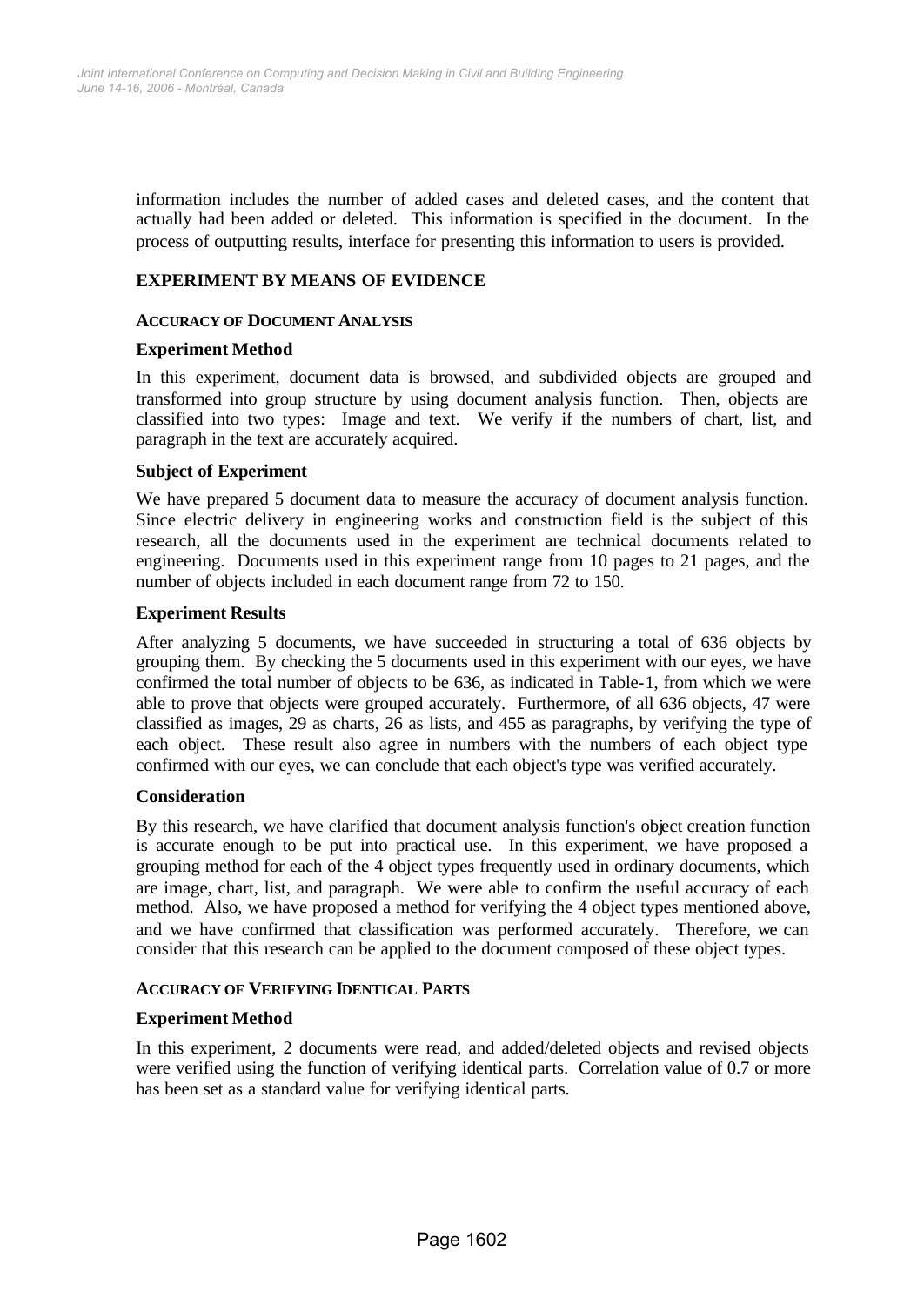information includes the number of added cases and deleted cases, and the content that actually had been added or deleted. This information is specified in the document. In the process of outputting results, interface for presenting this information to users is provided.

## EXPERIMENT BY MEANS OF EVIDENCE

### ACCURACY OF DOCUMENT ANALYSIS

#### Experiment Method

In this experiment, document data is browsed, and subdivided objects are grouped and transformed into group structure by using document analysis function. Then, objects are classified into two types: Image and text. We verify if the numbers of chart, list, and paragraph in the text are accurately acquired.

#### Subject of Experiment

We have prepared 5 document data to measure the accuracy of document analysis function. Since electric delivery in engineering works and construction field is the subject of this research, all the documents used in the experiment are technical documents related to engineering. Documents used in this experiment range from 10 pages to 21 pages, and the number of objects included in each document range from 72 to 150.

#### Experiment Results

After analyzing 5 documents, we have succeeded in structuring a total of 636 objects by grouping them. By checking the 5 documents used in this experiment with our eyes, we have confirmed the total number of objects to be 636, as indicated in Table-1, from which we were able to prove that objects were grouped accurately. Furthermore, of all 636 objects, 47 were classified as images, 29 as charts, 26 as lists, and 455 as paragraphs, by verifying the type of each object. These result also agree in numbers with the numbers of each object type confirmed with our eyes, we can conclude that each object's type was verified accurately.

#### Consideration

By this research, we have clarified that document analysis function's object creation function is accurate enough to be put into practical use. In this experiment, we have proposed a grouping method for each of the 4 object types frequently used in ordinary documents, which are image, chart, list, and paragraph. We were able to confirm the useful accuracy of each method. Also, we have proposed a method for verifying the 4 object types mentioned above, and we have confirmed that classification was performed accurately. Therefore, we can consider that this research can be applied to the document composed of these object types.

### ACCURACY OF VERIFYING IDENTICAL PARTS

#### Experiment Method

In this experiment, 2 documents were read, and added/deleted objects and revised objects were verified using the function of verifying identical parts. Correlation value of 0.7 or more has been set as a standard value for verifying identical parts.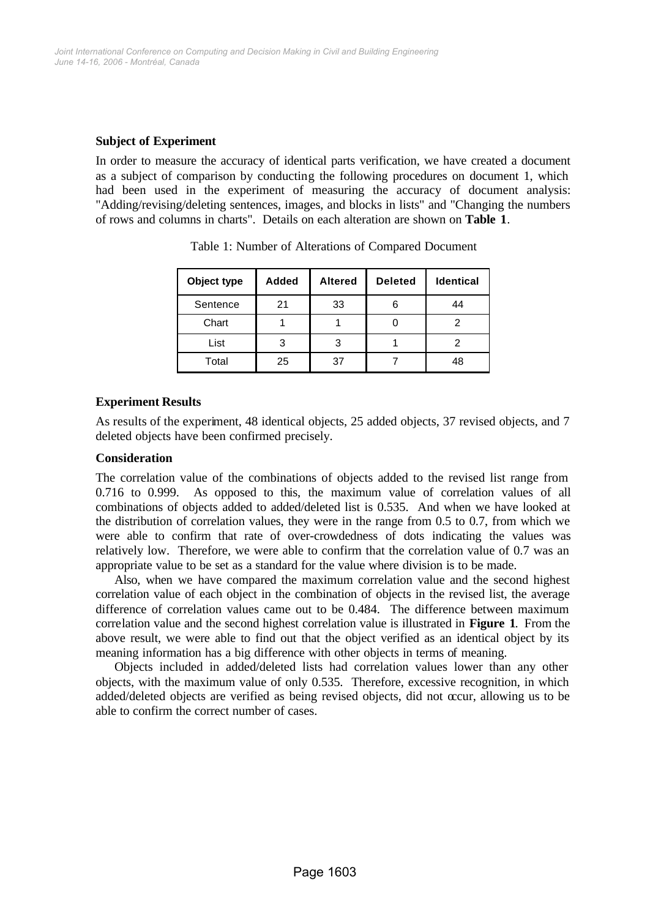### Subject of Experiment

In order to measure the accuracy of identical parts verification, we have created a document as a subject of comparison by conducting the following procedures on document 1, which had been used in the experiment of measuring the accuracy of document analysis: "Adding/revising/deleting sentences, images, and blocks in lists" and "Changing the numbers of rows and columns in charts". Details on each alteration are shown on **Table 1**.

Table 1: Number of Alterations of Compared Document

| Object type | Added | Altered | Deleted | Identical |
|---|---|---|---|---|
| Sentence | 21 | 33 | 6 | 44 |
| Chart | 1 | 1 | 0 | 2 |
| List | 3 | 3 | 1 | 2 |
| Total | 25 | 37 | 7 | 48 |

### Experiment Results

As results of the experiment, 48 identical objects, 25 added objects, 37 revised objects, and 7 deleted objects have been confirmed precisely.

### Consideration

The correlation value of the combinations of objects added to the revised list range from 0.716 to 0.999. As opposed to this, the maximum value of correlation values of all combinations of objects added to added/deleted list is 0.535. And when we have looked at the distribution of correlation values, they were in the range from 0.5 to 0.7, from which we were able to confirm that rate of over-crowdedness of dots indicating the values was relatively low. Therefore, we were able to confirm that the correlation value of 0.7 was an appropriate value to be set as a standard for the value where division is to be made.

Also, when we have compared the maximum correlation value and the second highest correlation value of each object in the combination of objects in the revised list, the average difference of correlation values came out to be 0.484. The difference between maximum correlation value and the second highest correlation value is illustrated in **Figure 1**. From the above result, we were able to find out that the object verified as an identical object by its meaning information has a big difference with other objects in terms of meaning.

Objects included in added/deleted lists had correlation values lower than any other objects, with the maximum value of only 0.535. Therefore, excessive recognition, in which added/deleted objects are verified as being revised objects, did not occur, allowing us to be able to confirm the correct number of cases.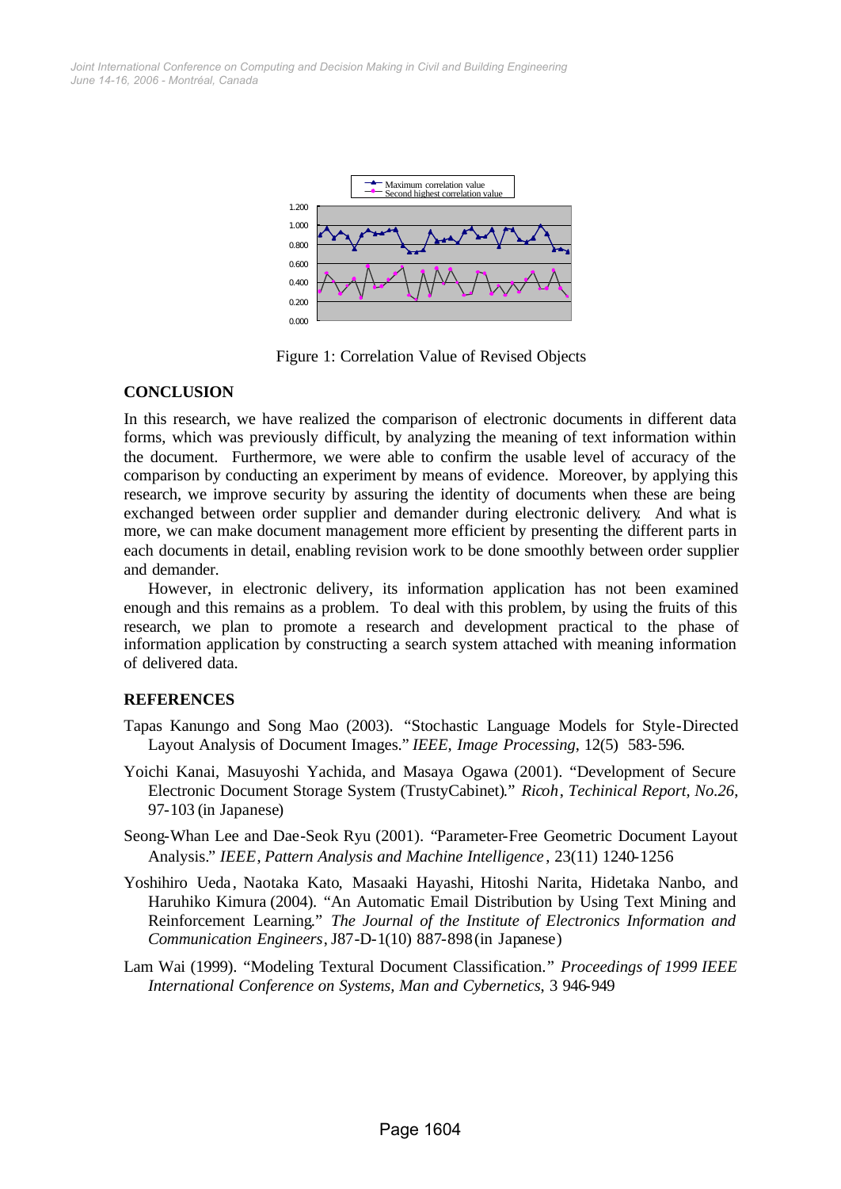Maximum correlation value
Second highest correlation value

1.200
1.000
0.800
0.600
0.400
0.200
0.000

Figure 1: Correlation Value of Revised Objects

## CONCLUSION

In this research, we have realized the comparison of electronic documents in different data forms, which was previously difficult, by analyzing the meaning of text information within the document. Furthermore, we were able to confirm the usable level of accuracy of the comparison by conducting an experiment by means of evidence. Moreover, by applying this research, we improve security by assuring the identity of documents when these are being exchanged between order supplier and demander during electronic delivery. And what is more, we can make document management more efficient by presenting the different parts in each documents in detail, enabling revision work to be done smoothly between order supplier and demander.

However, in electronic delivery, its information application has not been examined enough and this remains as a problem. To deal with this problem, by using the fruits of this research, we plan to promote a research and development practical to the phase of information application by constructing a search system attached with meaning information of delivered data.

## REFERENCES

Tapas Kanungo and Song Mao (2003). "Stochastic Language Models for Style-Directed Layout Analysis of Document Images." *IEEE, Image Processing*, 12(5) 583-596.

Yoichi Kanai, Masuyoshi Yachida, and Masaya Ogawa (2001). "Development of Secure Electronic Document Storage System (TrustyCabinet)." *Ricoh*, *Techinical Report*, *No.26*, 97-103 (in Japanese)

Seong-Whan Lee and Dae-Seok Ryu (2001). "Parameter-Free Geometric Document Layout Analysis." *IEEE*, *Pattern Analysis and Machine Intelligence*, 23(11) 1240-1256

Yoshihiro Ueda, Naotaka Kato, Masaaki Hayashi, Hitoshi Narita, Hidetaka Nanbo, and Haruhiko Kimura (2004). "An Automatic Email Distribution by Using Text Mining and Reinforcement Learning." *The Journal of the Institute of Electronics Information and Communication Engineers*, J87-D-1(10) 887-898 (in Japanese)

Lam Wai (1999). "Modeling Textural Document Classification." *Proceedings of 1999 IEEE International Conference on Systems, Man and Cybernetics*, 3 946-949